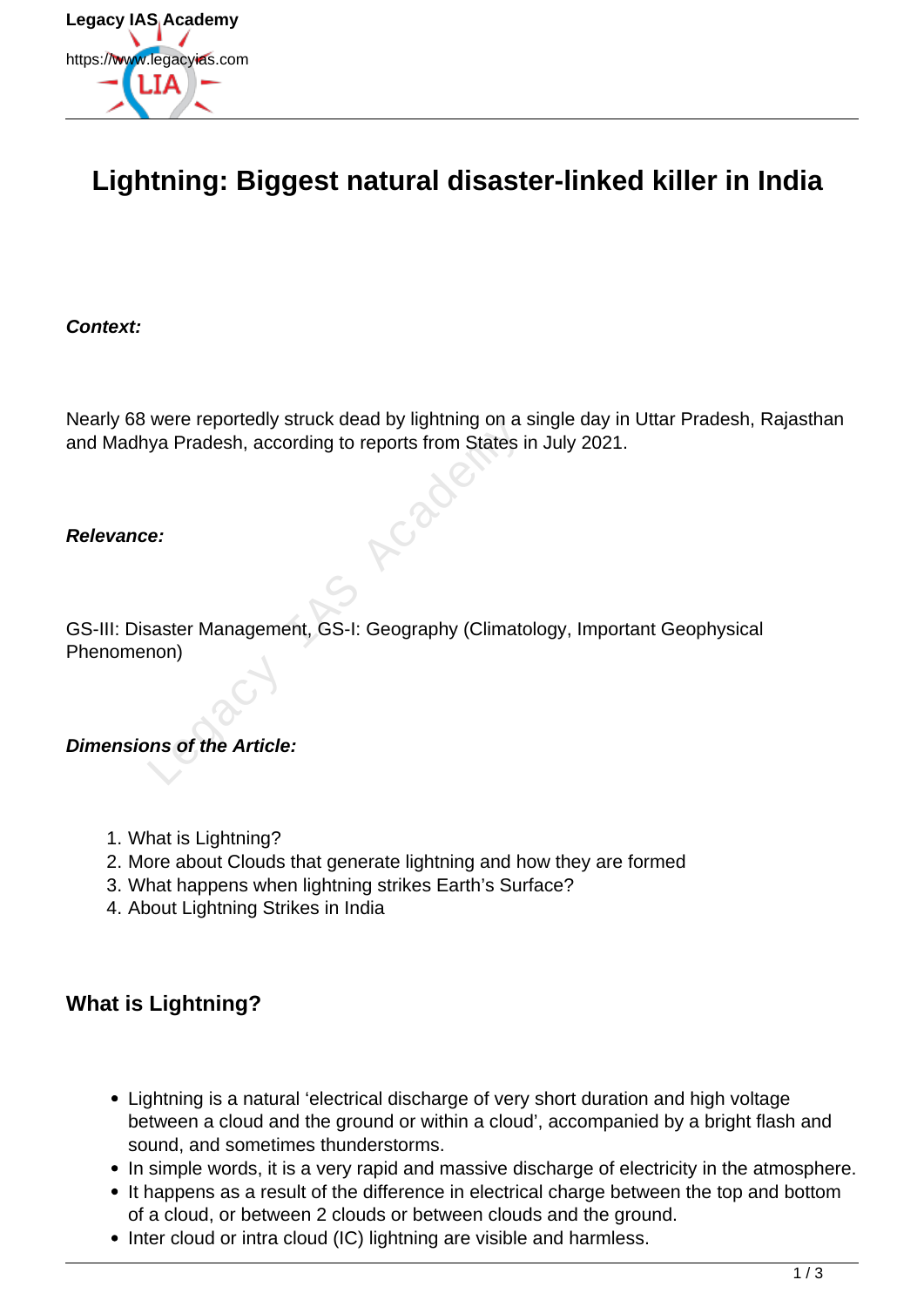# Lightning: Biggest natural disaster-linked killer in India

***Context:***

Nearly 68 were reportedly struck dead by lightning on a single day in Uttar Pradesh, Rajasthan and Madhya Pradesh, according to reports from States in July 2021.

***Relevance:***

GS-III: Disaster Management, GS-I: Geography (Climatology, Important Geophysical Phenomenon)

***Dimensions of the Article:***

1. What is Lightning?
2. More about Clouds that generate lightning and how they are formed
3. What happens when lightning strikes Earth's Surface?
4. About Lightning Strikes in India

## What is Lightning?

- Lightning is a natural 'electrical discharge of very short duration and high voltage between a cloud and the ground or within a cloud', accompanied by a bright flash and sound, and sometimes thunderstorms.
- In simple words, it is a very rapid and massive discharge of electricity in the atmosphere.
- It happens as a result of the difference in electrical charge between the top and bottom of a cloud, or between 2 clouds or between clouds and the ground.
- Inter cloud or intra cloud (IC) lightning are visible and harmless.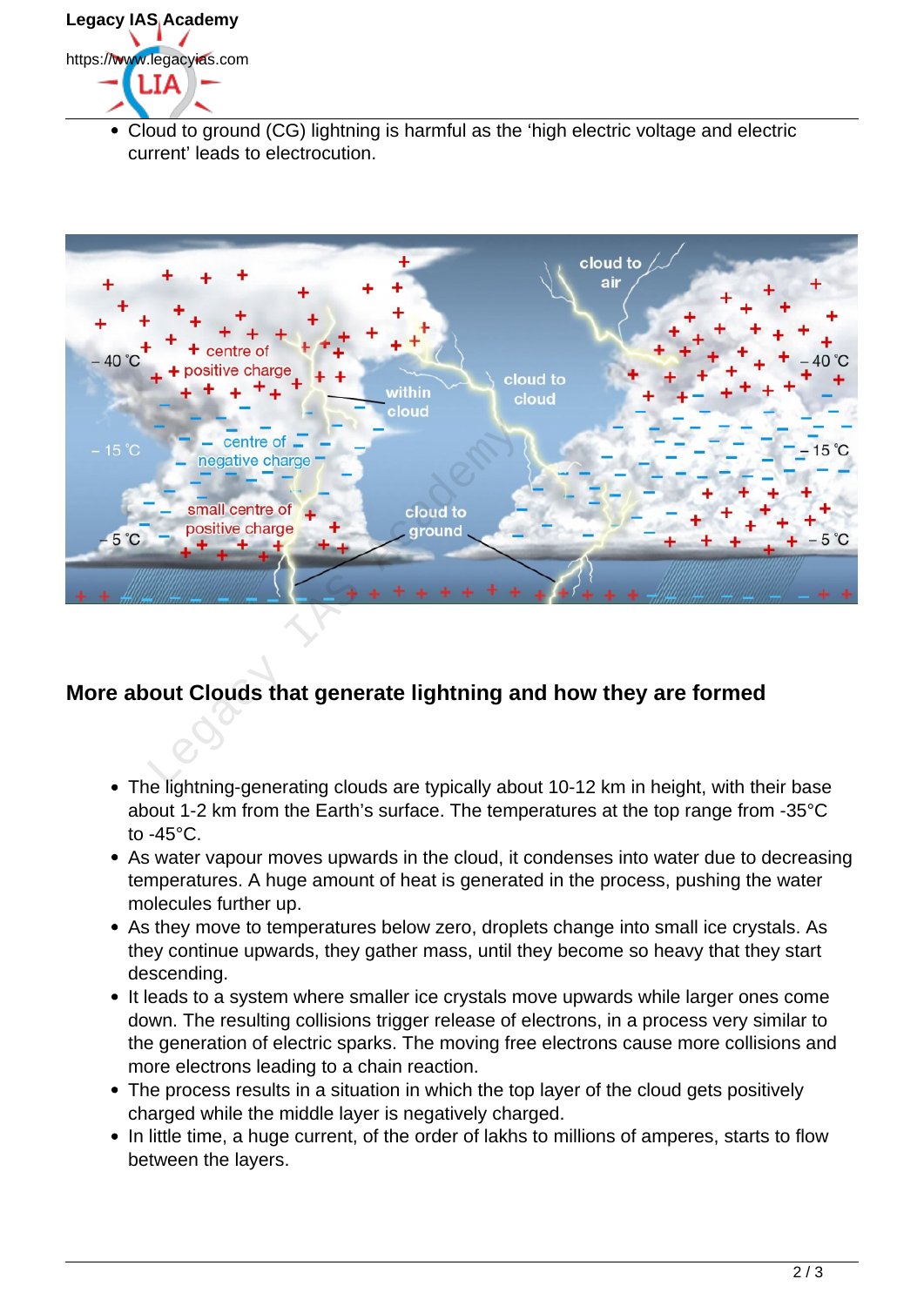- Cloud to ground (CG) lightning is harmful as the 'high electric voltage and electric current' leads to electrocution.

## More about Clouds that generate lightning and how they are formed

- The lightning-generating clouds are typically about 10-12 km in height, with their base about 1-2 km from the Earth's surface. The temperatures at the top range from -35°C to -45°C.
- As water vapour moves upwards in the cloud, it condenses into water due to decreasing temperatures. A huge amount of heat is generated in the process, pushing the water molecules further up.
- As they move to temperatures below zero, droplets change into small ice crystals. As they continue upwards, they gather mass, until they become so heavy that they start descending.
- It leads to a system where smaller ice crystals move upwards while larger ones come down. The resulting collisions trigger release of electrons, in a process very similar to the generation of electric sparks. The moving free electrons cause more collisions and more electrons leading to a chain reaction.
- The process results in a situation in which the top layer of the cloud gets positively charged while the middle layer is negatively charged.
- In little time, a huge current, of the order of lakhs to millions of amperes, starts to flow between the layers.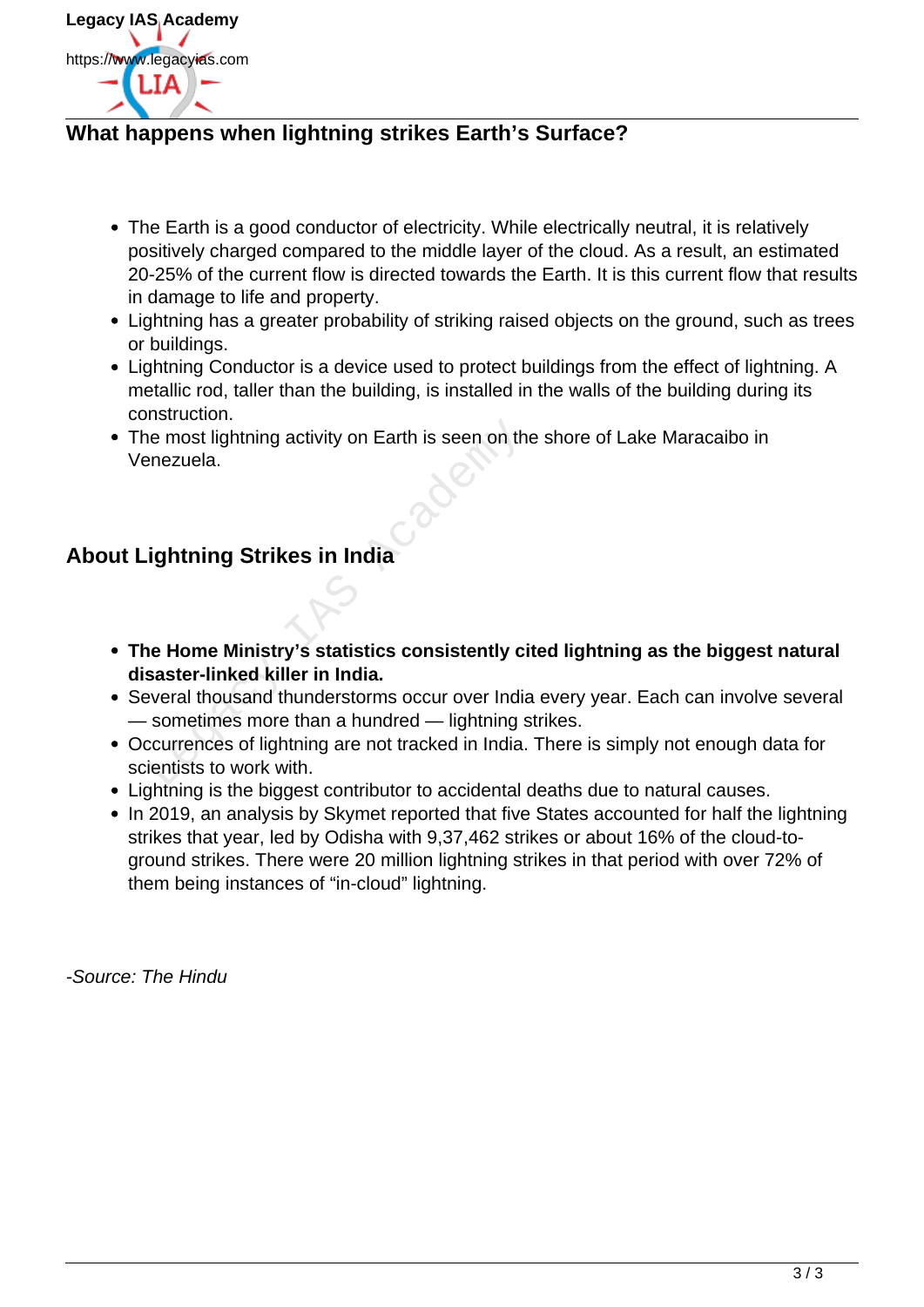## What happens when lightning strikes Earth's Surface?

- The Earth is a good conductor of electricity. While electrically neutral, it is relatively positively charged compared to the middle layer of the cloud. As a result, an estimated 20-25% of the current flow is directed towards the Earth. It is this current flow that results in damage to life and property.
- Lightning has a greater probability of striking raised objects on the ground, such as trees or buildings.
- Lightning Conductor is a device used to protect buildings from the effect of lightning. A metallic rod, taller than the building, is installed in the walls of the building during its construction.
- The most lightning activity on Earth is seen on the shore of Lake Maracaibo in Venezuela.

## About Lightning Strikes in India

- **The Home Ministry's statistics consistently cited lightning as the biggest natural disaster-linked killer in India.**
- Several thousand thunderstorms occur over India every year. Each can involve several — sometimes more than a hundred — lightning strikes.
- Occurrences of lightning are not tracked in India. There is simply not enough data for scientists to work with.
- Lightning is the biggest contributor to accidental deaths due to natural causes.
- In 2019, an analysis by Skymet reported that five States accounted for half the lightning strikes that year, led by Odisha with 9,37,462 strikes or about 16% of the cloud-to-ground strikes. There were 20 million lightning strikes in that period with over 72% of them being instances of "in-cloud" lightning.

*-Source: The Hindu*